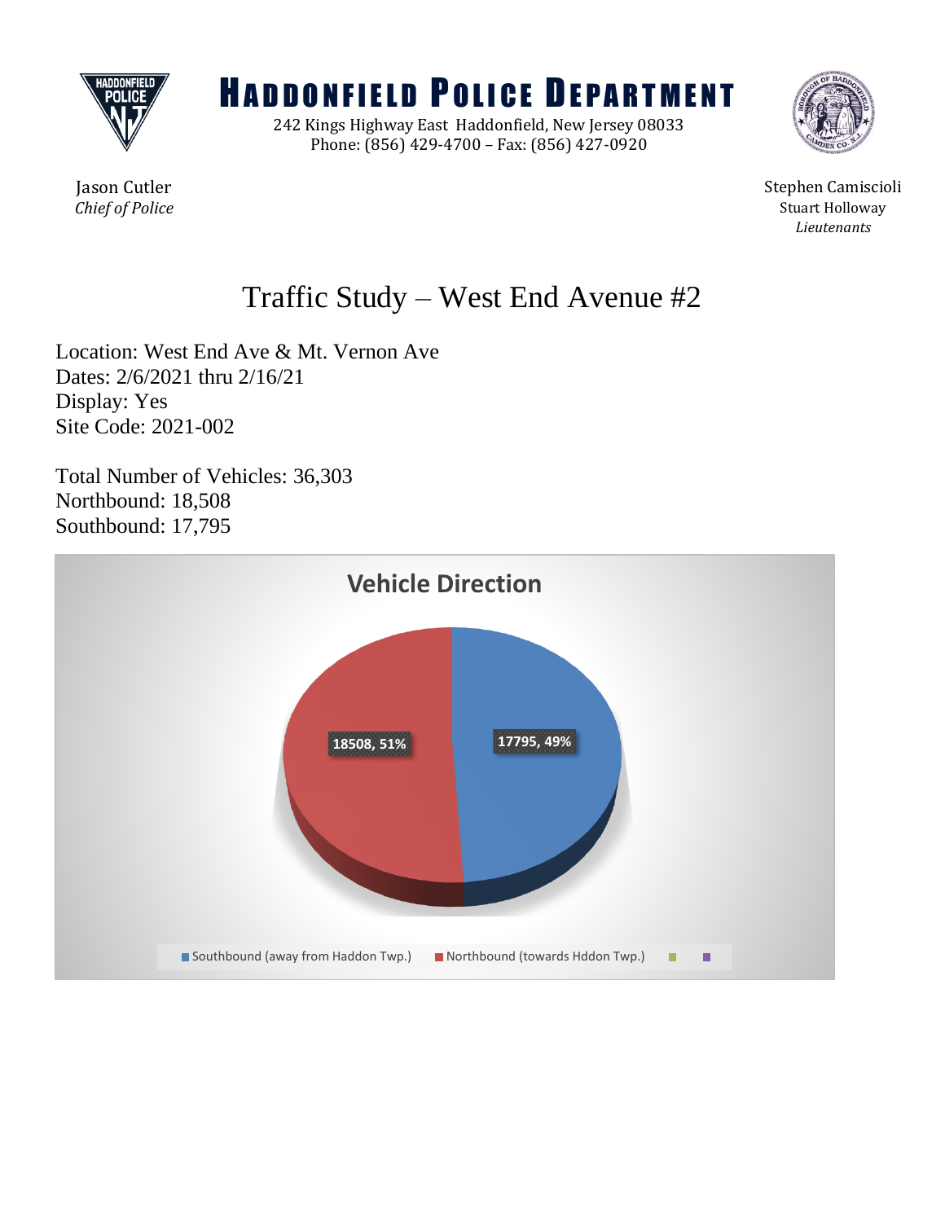# HADDONFIELD POLICE DEPARTMENT

242 Kings Highway East Haddonfield, New Jersey 08033
Phone: (856) 429-4700 – Fax: (856) 427-0920

Jason Cutler
*Chief of Police*

Stephen Camiscioli
Stuart Holloway
*Lieutenants*

## Traffic Study – West End Avenue #2

Location: West End Ave & Mt. Vernon Ave
Dates: 2/6/2021 thru 2/16/21
Display: Yes
Site Code: 2021-002

Total Number of Vehicles: 36,303
Northbound: 18,508
Southbound: 17,795

**Vehicle Direction**

18508, 51%

17795, 49%

Southbound (away from Haddon Twp.) Northbound (towards Hddon Twp.)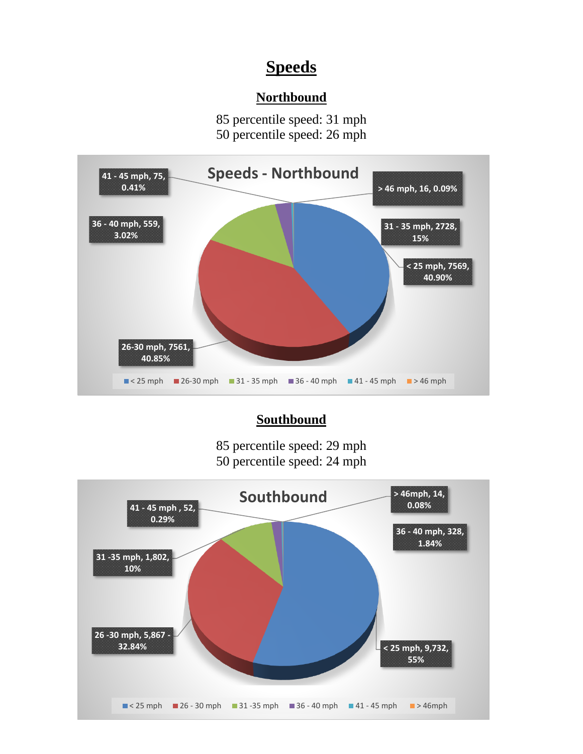# Speeds

## Northbound

85 percentile speed: 31 mph
50 percentile speed: 26 mph

Speeds - Northbound

41 - 45 mph, 75, 0.41%

> 46 mph, 16, 0.09%

36 - 40 mph, 559, 3.02%

31 - 35 mph, 2728, 15%

< 25 mph, 7569, 40.90%

26-30 mph, 7561, 40.85%

< 25 mph
26-30 mph
31 - 35 mph
36 - 40 mph
41 - 45 mph
> 46 mph

## Southbound

85 percentile speed: 29 mph
50 percentile speed: 24 mph

Southbound

> 46mph, 14, 0.08%

41 - 45 mph , 52, 0.29%

36 - 40 mph, 328, 1.84%

31 -35 mph, 1,802, 10%

26 -30 mph, 5,867 - 32.84%

< 25 mph, 9,732, 55%

< 25 mph
26 - 30 mph
31 -35 mph
36 - 40 mph
41 - 45 mph
> 46mph